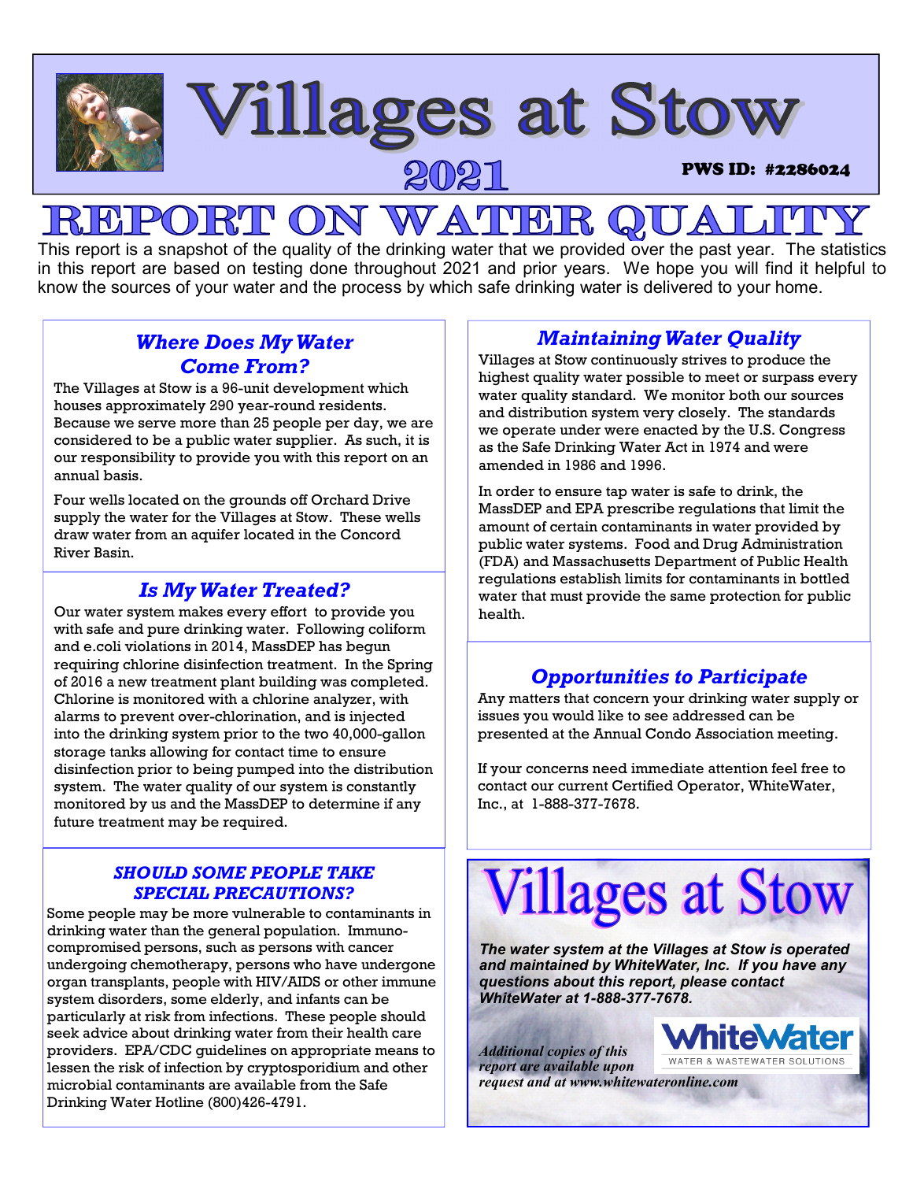# Villages at Stow

## 2021

**PWS ID: #2286024**

# REPORT ON WATER QUALITY

This report is a snapshot of the quality of the drinking water that we provided over the past year. The statistics in this report are based on testing done throughout 2021 and prior years. We hope you will find it helpful to know the sources of your water and the process by which safe drinking water is delivered to your home.

### *Where Does My Water Come From?*

The Villages at Stow is a 96-unit development which houses approximately 290 year-round residents. Because we serve more than 25 people per day, we are considered to be a public water supplier. As such, it is our responsibility to provide you with this report on an annual basis.

Four wells located on the grounds off Orchard Drive supply the water for the Villages at Stow. These wells draw water from an aquifer located in the Concord River Basin.

### *Is My Water Treated?*

Our water system makes every effort to provide you with safe and pure drinking water. Following coliform and e.coli violations in 2014, MassDEP has begun requiring chlorine disinfection treatment. In the Spring of 2016 a new treatment plant building was completed. Chlorine is monitored with a chlorine analyzer, with alarms to prevent over-chlorination, and is injected into the drinking system prior to the two 40,000-gallon storage tanks allowing for contact time to ensure disinfection prior to being pumped into the distribution system. The water quality of our system is constantly monitored by us and the MassDEP to determine if any future treatment may be required.

### *SHOULD SOME PEOPLE TAKE SPECIAL PRECAUTIONS?*

Some people may be more vulnerable to contaminants in drinking water than the general population. Immuno-compromised persons, such as persons with cancer undergoing chemotherapy, persons who have undergone organ transplants, people with HIV/AIDS or other immune system disorders, some elderly, and infants can be particularly at risk from infections. These people should seek advice about drinking water from their health care providers. EPA/CDC guidelines on appropriate means to lessen the risk of infection by cryptosporidium and other microbial contaminants are available from the Safe Drinking Water Hotline (800)426-4791.

### *Maintaining Water Quality*

Villages at Stow continuously strives to produce the highest quality water possible to meet or surpass every water quality standard. We monitor both our sources and distribution system very closely. The standards we operate under were enacted by the U.S. Congress as the Safe Drinking Water Act in 1974 and were amended in 1986 and 1996.

In order to ensure tap water is safe to drink, the MassDEP and EPA prescribe regulations that limit the amount of certain contaminants in water provided by public water systems. Food and Drug Administration (FDA) and Massachusetts Department of Public Health regulations establish limits for contaminants in bottled water that must provide the same protection for public health.

### *Opportunities to Participate*

Any matters that concern your drinking water supply or issues you would like to see addressed can be presented at the Annual Condo Association meeting.

If your concerns need immediate attention feel free to contact our current Certified Operator, WhiteWater, Inc., at 1-888-377-7678.

## Villages at Stow

***The water system at the Villages at Stow is operated and maintained by WhiteWater, Inc. If you have any questions about this report, please contact WhiteWater at 1-888-377-7678.***

**WhiteWater**
WATER & WASTEWATER SOLUTIONS

*Additional copies of this report are available upon request and at www.whitewateronline.com*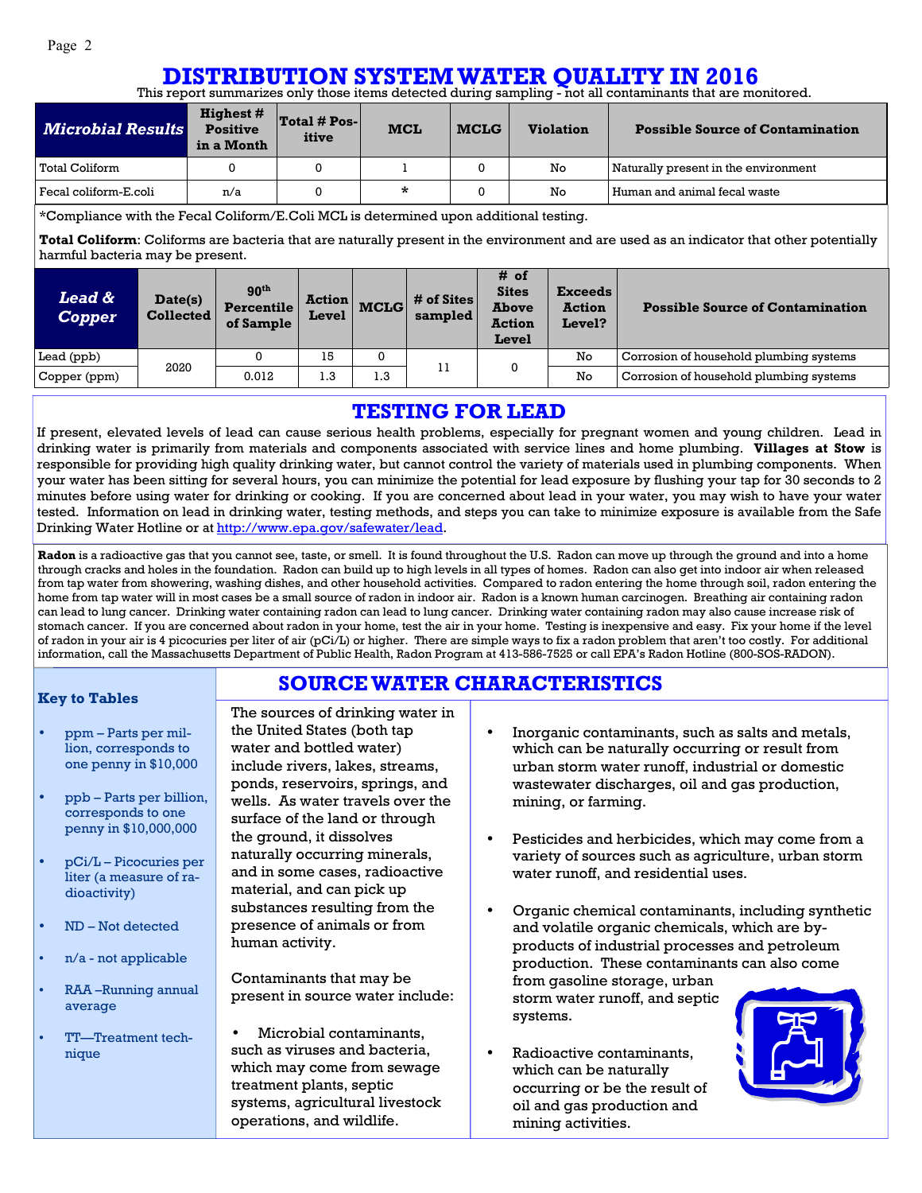# DISTRIBUTION SYSTEM WATER QUALITY IN 2016

This report summarizes only those items detected during sampling - not all contaminants that are monitored.

| *Microbial Results* | Highest # Positive in a Month | Total # Positive | MCL | MCLG | Violation | Possible Source of Contamination |
|---|---|---|---|---|---|---|
| Total Coliform | 0 | 0 | 1 | 0 | No | Naturally present in the environment |
| Fecal coliform-E.coli | n/a | 0 | * | 0 | No | Human and animal fecal waste |

*Compliance with the Fecal Coliform/E.Coli MCL is determined upon additional testing.

**Total Coliform**: Coliforms are bacteria that are naturally present in the environment and are used as an indicator that other potentially harmful bacteria may be present.

| *Lead & Copper* | Date(s) Collected | 90th Percentile of Sample | Action Level | MCLG | # of Sites sampled | # of Sites Above Action Level | Exceeds Action Level? | Possible Source of Contamination |
|---|---|---|---|---|---|---|---|---|
| Lead (ppb) | 2020 | 0 | 15 | 0 | 11 | 0 | No | Corrosion of household plumbing systems |
| Copper (ppm) | | 0.012 | 1.3 | 1.3 | | | No | Corrosion of household plumbing systems |

## TESTING FOR LEAD

If present, elevated levels of lead can cause serious health problems, especially for pregnant women and young children. Lead in drinking water is primarily from materials and components associated with service lines and home plumbing. **Villages at Stow** is responsible for providing high quality drinking water, but cannot control the variety of materials used in plumbing components. When your water has been sitting for several hours, you can minimize the potential for lead exposure by flushing your tap for 30 seconds to 2 minutes before using water for drinking or cooking. If you are concerned about lead in your water, you may wish to have your water tested. Information on lead in drinking water, testing methods, and steps you can take to minimize exposure is available from the Safe Drinking Water Hotline or at http://www.epa.gov/safewater/lead.

**Radon** is a radioactive gas that you cannot see, taste, or smell. It is found throughout the U.S. Radon can move up through the ground and into a home through cracks and holes in the foundation. Radon can build up to high levels in all types of homes. Radon can also get into indoor air when released from tap water from showering, washing dishes, and other household activities. Compared to radon entering the home through soil, radon entering the home from tap water will in most cases be a small source of radon in indoor air. Radon is a known human carcinogen. Breathing air containing radon can lead to lung cancer. Drinking water containing radon can lead to lung cancer. Drinking water containing radon may also cause increase risk of stomach cancer. If you are concerned about radon in your home, test the air in your home. Testing is inexpensive and easy. Fix your home if the level of radon in your air is 4 picocuries per liter of air (pCi/L) or higher. There are simple ways to fix a radon problem that aren't too costly. For additional information, call the Massachusetts Department of Public Health, Radon Program at 413-586-7525 or call EPA's Radon Hotline (800-SOS-RADON).

### Key to Tables

- ppm – Parts per million, corresponds to one penny in $10,000
- ppb – Parts per billion, corresponds to one penny in $10,000,000
- pCi/L – Picocuries per liter (a measure of radioactivity)
- ND – Not detected
- n/a - not applicable
- RAA –Running annual average
- TT—Treatment technique

## SOURCE WATER CHARACTERISTICS

The sources of drinking water in the United States (both tap water and bottled water) include rivers, lakes, streams, ponds, reservoirs, springs, and wells. As water travels over the surface of the land or through the ground, it dissolves naturally occurring minerals, and in some cases, radioactive material, and can pick up substances resulting from the presence of animals or from human activity.

Contaminants that may be present in source water include:

- Microbial contaminants, such as viruses and bacteria, which may come from sewage treatment plants, septic systems, agricultural livestock operations, and wildlife.
- Inorganic contaminants, such as salts and metals, which can be naturally occurring or result from urban storm water runoff, industrial or domestic wastewater discharges, oil and gas production, mining, or farming.
- Pesticides and herbicides, which may come from a variety of sources such as agriculture, urban storm water runoff, and residential uses.
- Organic chemical contaminants, including synthetic and volatile organic chemicals, which are by-products of industrial processes and petroleum production. These contaminants can also come from gasoline storage, urban storm water runoff, and septic systems.
- Radioactive contaminants, which can be naturally occurring or be the result of oil and gas production and mining activities.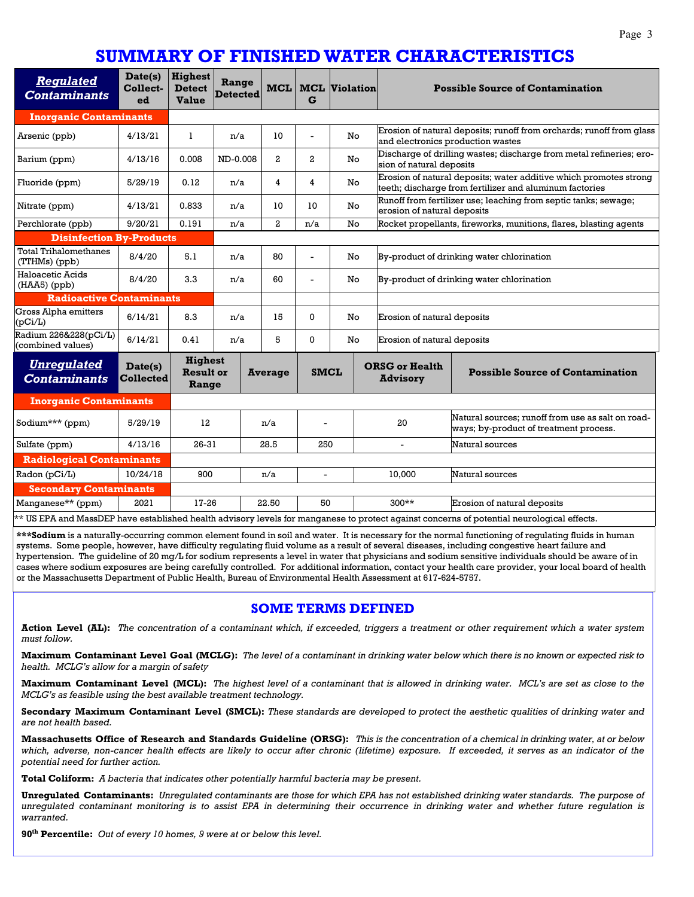# SUMMARY OF FINISHED WATER CHARACTERISTICS

| ***Regulated Contaminants*** | Date(s) Collected | Highest Detect Value | Range Detected | MCL | MCLG | Violation | Possible Source of Contamination |
|---|---|---|---|---|---|---|---|
| **Inorganic Contaminants** | | | | | | | |
| Arsenic (ppb) | 4/13/21 | 1 | n/a | 10 | - | No | Erosion of natural deposits; runoff from orchards; runoff from glass and electronics production wastes |
| Barium (ppm) | 4/13/16 | 0.008 | ND-0.008 | 2 | 2 | No | Discharge of drilling wastes; discharge from metal refineries; erosion of natural deposits |
| Fluoride (ppm) | 5/29/19 | 0.12 | n/a | 4 | 4 | No | Erosion of natural deposits; water additive which promotes strong teeth; discharge from fertilizer and aluminum factories |
| Nitrate (ppm) | 4/13/21 | 0.833 | n/a | 10 | 10 | No | Runoff from fertilizer use; leaching from septic tanks; sewage; erosion of natural deposits |
| Perchlorate (ppb) | 9/20/21 | 0.191 | n/a | 2 | n/a | No | Rocket propellants, fireworks, munitions, flares, blasting agents |
| **Disinfection By-Products** | | | | | | | |
| Total Trihalomethanes (TTHMs) (ppb) | 8/4/20 | 5.1 | n/a | 80 | - | No | By-product of drinking water chlorination |
| Haloacetic Acids (HAA5) (ppb) | 8/4/20 | 3.3 | n/a | 60 | - | No | By-product of drinking water chlorination |
| **Radioactive Contaminants** | | | | | | | |
| Gross Alpha emitters (pCi/L) | 6/14/21 | 8.3 | n/a | 15 | 0 | No | Erosion of natural deposits |
| Radium 226&228(pCi/L) (combined values) | 6/14/21 | 0.41 | n/a | 5 | 0 | No | Erosion of natural deposits |

| ***Unregulated Contaminants*** | Date(s) Collected | Highest Result or Range | Average | SMCL | ORSG or Health Advisory | Possible Source of Contamination |
|---|---|---|---|---|---|---|
| **Inorganic Contaminants** | | | | | | |
| Sodium*** (ppm) | 5/29/19 | 12 | n/a | - | 20 | Natural sources; runoff from use as salt on roadways; by-product of treatment process. |
| Sulfate (ppm) | 4/13/16 | 26-31 | 28.5 | 250 | - | Natural sources |
| **Radiological Contaminants** | | | | | | |
| Radon (pCi/L) | 10/24/18 | 900 | n/a | - | 10,000 | Natural sources |
| **Secondary Contaminants** | | | | | | |
| Manganese** (ppm) | 2021 | 17-26 | 22.50 | 50 | 300** | Erosion of natural deposits |

** US EPA and MassDEP have established health advisory levels for manganese to protect against concerns of potential neurological effects.

*****Sodium** is a naturally-occurring common element found in soil and water. It is necessary for the normal functioning of regulating fluids in human systems. Some people, however, have difficulty regulating fluid volume as a result of several diseases, including congestive heart failure and hypertension. The guideline of 20 mg/L for sodium represents a level in water that physicians and sodium sensitive individuals should be aware of in cases where sodium exposures are being carefully controlled. For additional information, contact your health care provider, your local board of health or the Massachusetts Department of Public Health, Bureau of Environmental Health Assessment at 617-624-5757.

## SOME TERMS DEFINED

**Action Level (AL):** *The concentration of a contaminant which, if exceeded, triggers a treatment or other requirement which a water system must follow.*

**Maximum Contaminant Level Goal (MCLG):** *The level of a contaminant in drinking water below which there is no known or expected risk to health. MCLG's allow for a margin of safety*

**Maximum Contaminant Level (MCL):** *The highest level of a contaminant that is allowed in drinking water. MCL's are set as close to the MCLG's as feasible using the best available treatment technology.*

**Secondary Maximum Contaminant Level (SMCL):** *These standards are developed to protect the aesthetic qualities of drinking water and are not health based.*

**Massachusetts Office of Research and Standards Guideline (ORSG):** *This is the concentration of a chemical in drinking water, at or below which, adverse, non-cancer health effects are likely to occur after chronic (lifetime) exposure. If exceeded, it serves as an indicator of the potential need for further action.*

**Total Coliform:** *A bacteria that indicates other potentially harmful bacteria may be present.*

**Unregulated Contaminants:** *Unregulated contaminants are those for which EPA has not established drinking water standards. The purpose of unregulated contaminant monitoring is to assist EPA in determining their occurrence in drinking water and whether future regulation is warranted.*

**90th Percentile:** *Out of every 10 homes, 9 were at or below this level.*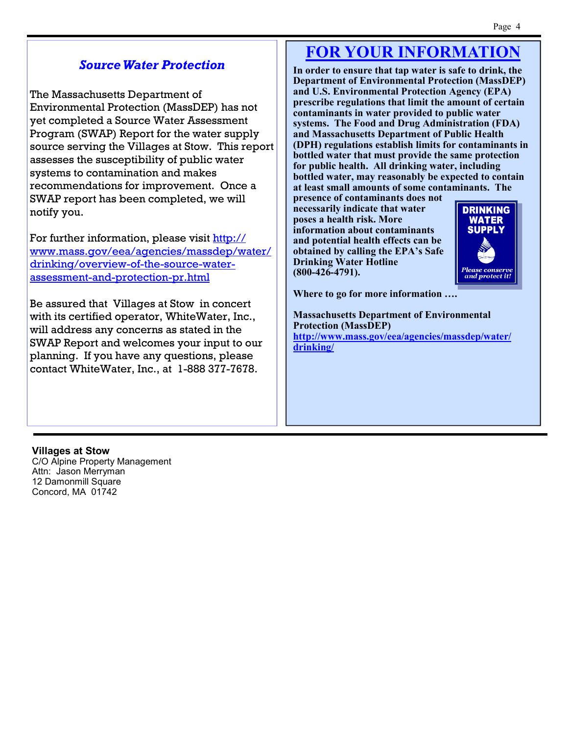## *Source Water Protection*

The Massachusetts Department of Environmental Protection (MassDEP) has not yet completed a Source Water Assessment Program (SWAP) Report for the water supply source serving the Villages at Stow. This report assesses the susceptibility of public water systems to contamination and makes recommendations for improvement. Once a SWAP report has been completed, we will notify you.

For further information, please visit http://www.mass.gov/eea/agencies/massdep/water/drinking/overview-of-the-source-water-assessment-and-protection-pr.html

Be assured that Villages at Stow in concert with its certified operator, WhiteWater, Inc., will address any concerns as stated in the SWAP Report and welcomes your input to our planning. If you have any questions, please contact WhiteWater, Inc., at 1-888 377-7678.

## FOR YOUR INFORMATION

**In order to ensure that tap water is safe to drink, the Department of Environmental Protection (MassDEP) and U.S. Environmental Protection Agency (EPA) prescribe regulations that limit the amount of certain contaminants in water provided to public water systems. The Food and Drug Administration (FDA) and Massachusetts Department of Public Health (DPH) regulations establish limits for contaminants in bottled water that must provide the same protection for public health. All drinking water, including bottled water, may reasonably be expected to contain at least small amounts of some contaminants. The presence of contaminants does not necessarily indicate that water poses a health risk. More information about contaminants and potential health effects can be obtained by calling the EPA's Safe Drinking Water Hotline (800-426-4791).**

DRINKING WATER SUPPLY

*Please conserve and protect it!*

**Where to go for more information ….**

**Massachusetts Department of Environmental Protection (MassDEP)**
**http://www.mass.gov/eea/agencies/massdep/water/drinking/**

**Villages at Stow**
C/O Alpine Property Management
Attn: Jason Merryman
12 Damonmill Square
Concord, MA 01742